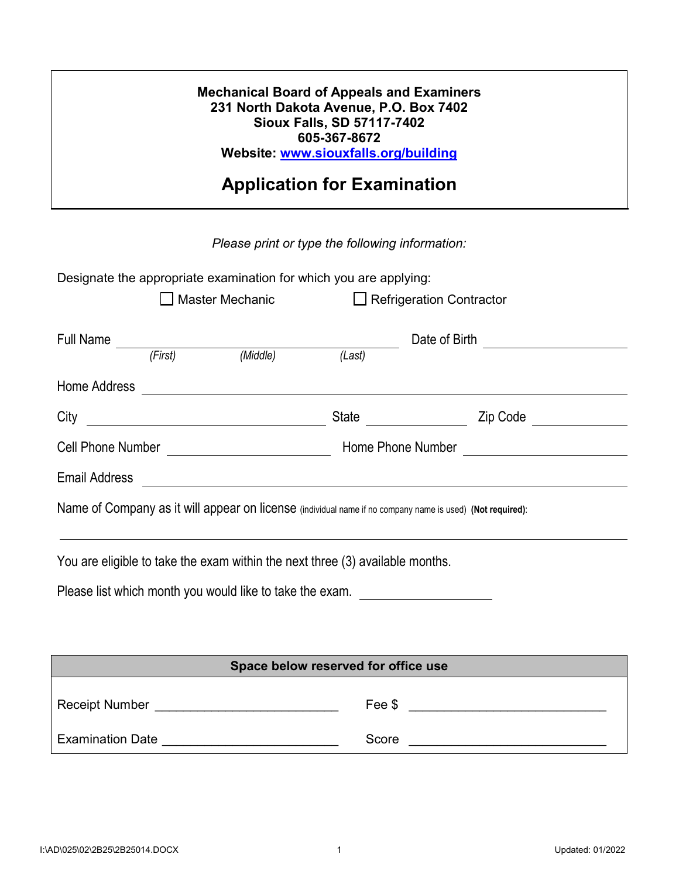**Mechanical Board of Appeals and Examiners**
**231 North Dakota Avenue, P.O. Box 7402**
**Sioux Falls, SD 57117-7402**
**605-367-8672**
**Website: [www.siouxfalls.org/building](http://www.siouxfalls.org/building)**

# Application for Examination

*Please print or type the following information:*

Designate the appropriate examination for which you are applying:

☐ Master Mechanic ☐ Refrigeration Contractor

Full Name ______________________________ Date of Birth ______________
*(First)* *(Middle)* *(Last)*

Home Address ______________________________________________

City ______________________ State __________ Zip Code __________

Cell Phone Number ________________ Home Phone Number ________________

Email Address ______________________________________________

Name of Company as it will appear on license (individual name if no company name is used) **(Not required)**:

______________________________________________

You are eligible to take the exam within the next three (3) available months.

Please list which month you would like to take the exam. ______________

| Space below reserved for office use | |
|---|---|
| Receipt Number ________________ | Fee $ ________________ |
| Examination Date ________________ | Score ________________ |

I:\AD\025\02\2B25\2B25014.DOCX Updated: 01/2022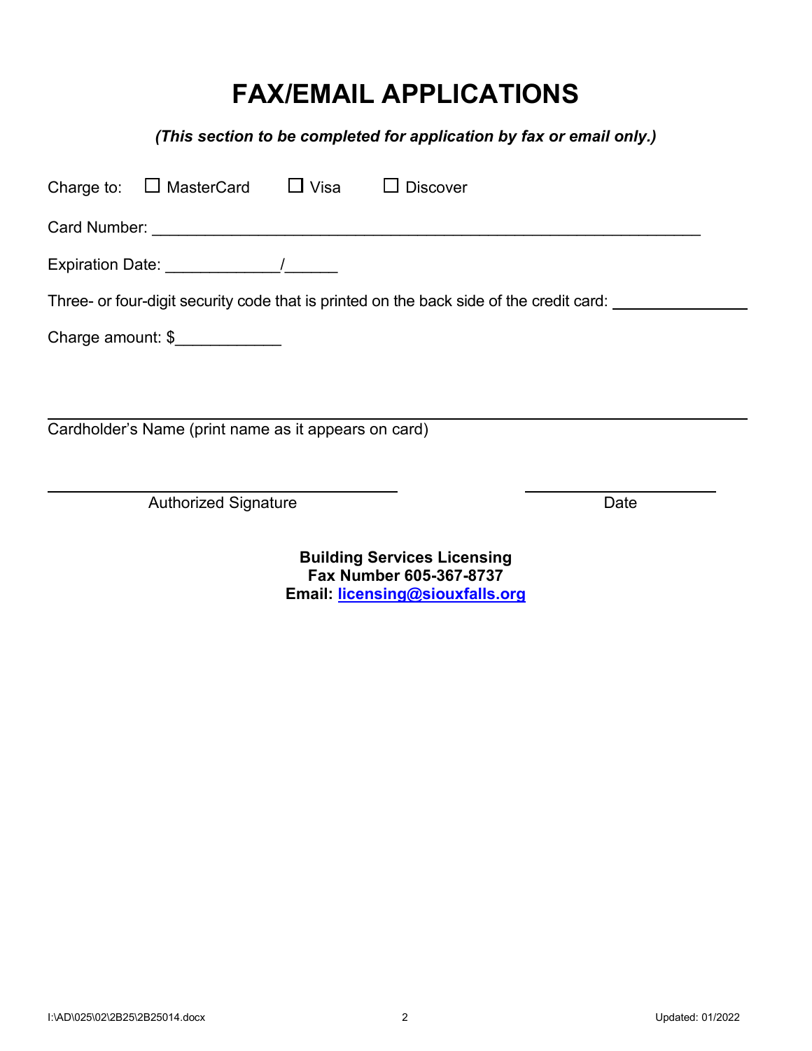# FAX/EMAIL APPLICATIONS

***(This section to be completed for application by fax or email only.)***

Charge to: ☐ MasterCard ☐ Visa ☐ Discover

Card Number: ___________________________________________________________

Expiration Date: ____________/______

Three- or four-digit security code that is printed on the back side of the credit card: _______________

Charge amount: $____________

_______________________________________________________________________________

Cardholder's Name (print name as it appears on card)

_______________________________________ _____________________

Authorized Signature Date

**Building Services Licensing**
**Fax Number 605-367-8737**
**Email: licensing@siouxfalls.org**

I:\AD\025\02\2B25\2B25014.docx Updated: 01/2022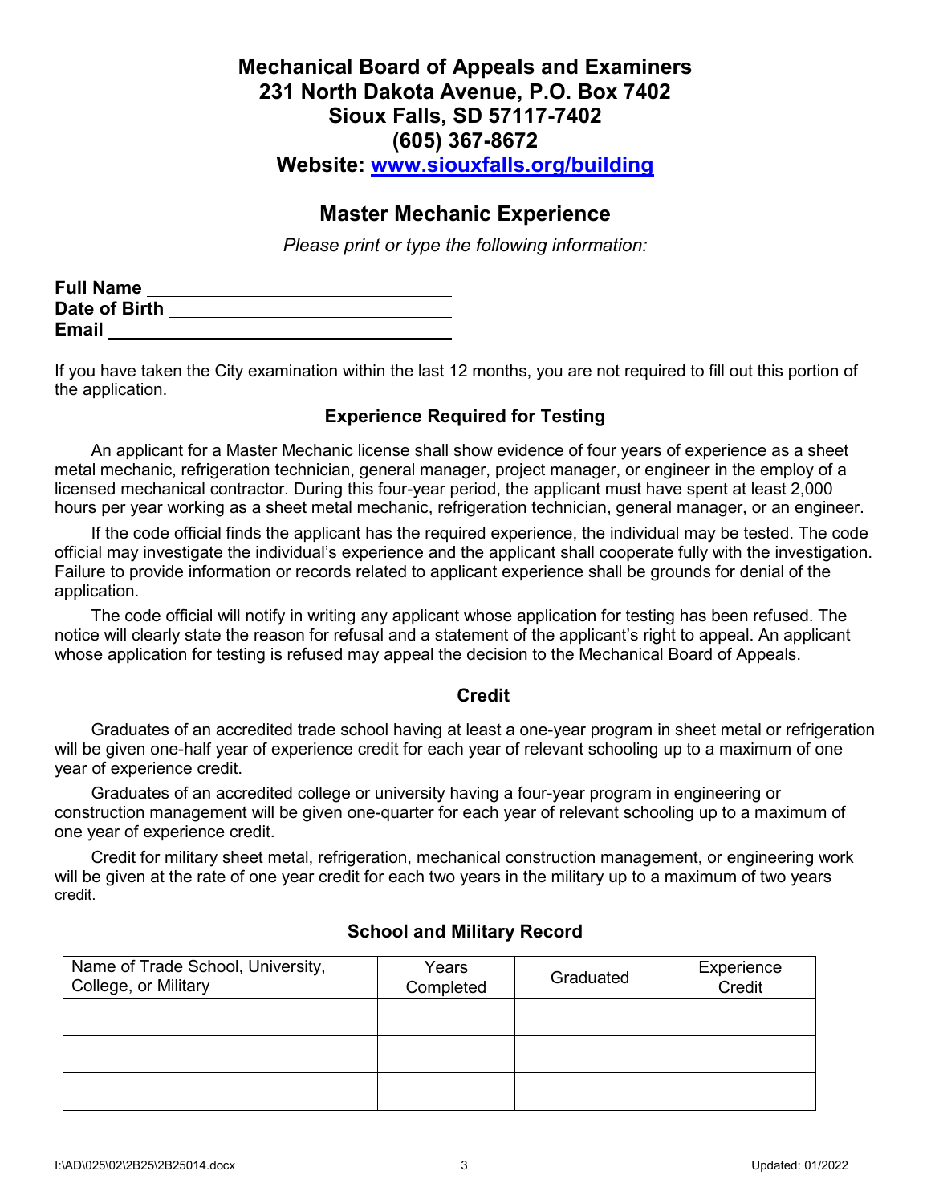# Mechanical Board of Appeals and Examiners
# 231 North Dakota Avenue, P.O. Box 7402
# Sioux Falls, SD 57117-7402
# (605) 367-8672
# Website: [www.siouxfalls.org/building](http://www.siouxfalls.org/building)

## Master Mechanic Experience

*Please print or type the following information:*

**Full Name** ______________________________
**Date of Birth** ______________________________
**Email** ______________________________

If you have taken the City examination within the last 12 months, you are not required to fill out this portion of the application.

### Experience Required for Testing

An applicant for a Master Mechanic license shall show evidence of four years of experience as a sheet metal mechanic, refrigeration technician, general manager, project manager, or engineer in the employ of a licensed mechanical contractor. During this four-year period, the applicant must have spent at least 2,000 hours per year working as a sheet metal mechanic, refrigeration technician, general manager, or an engineer.

If the code official finds the applicant has the required experience, the individual may be tested. The code official may investigate the individual's experience and the applicant shall cooperate fully with the investigation. Failure to provide information or records related to applicant experience shall be grounds for denial of the application.

The code official will notify in writing any applicant whose application for testing has been refused. The notice will clearly state the reason for refusal and a statement of the applicant's right to appeal. An applicant whose application for testing is refused may appeal the decision to the Mechanical Board of Appeals.

### Credit

Graduates of an accredited trade school having at least a one-year program in sheet metal or refrigeration will be given one-half year of experience credit for each year of relevant schooling up to a maximum of one year of experience credit.

Graduates of an accredited college or university having a four-year program in engineering or construction management will be given one-quarter for each year of relevant schooling up to a maximum of one year of experience credit.

Credit for military sheet metal, refrigeration, mechanical construction management, or engineering work will be given at the rate of one year credit for each two years in the military up to a maximum of two years credit.

### School and Military Record

| Name of Trade School, University, College, or Military | Years Completed | Graduated | Experience Credit |
|---|---|---|---|
| | | | |
| | | | |
| | | | |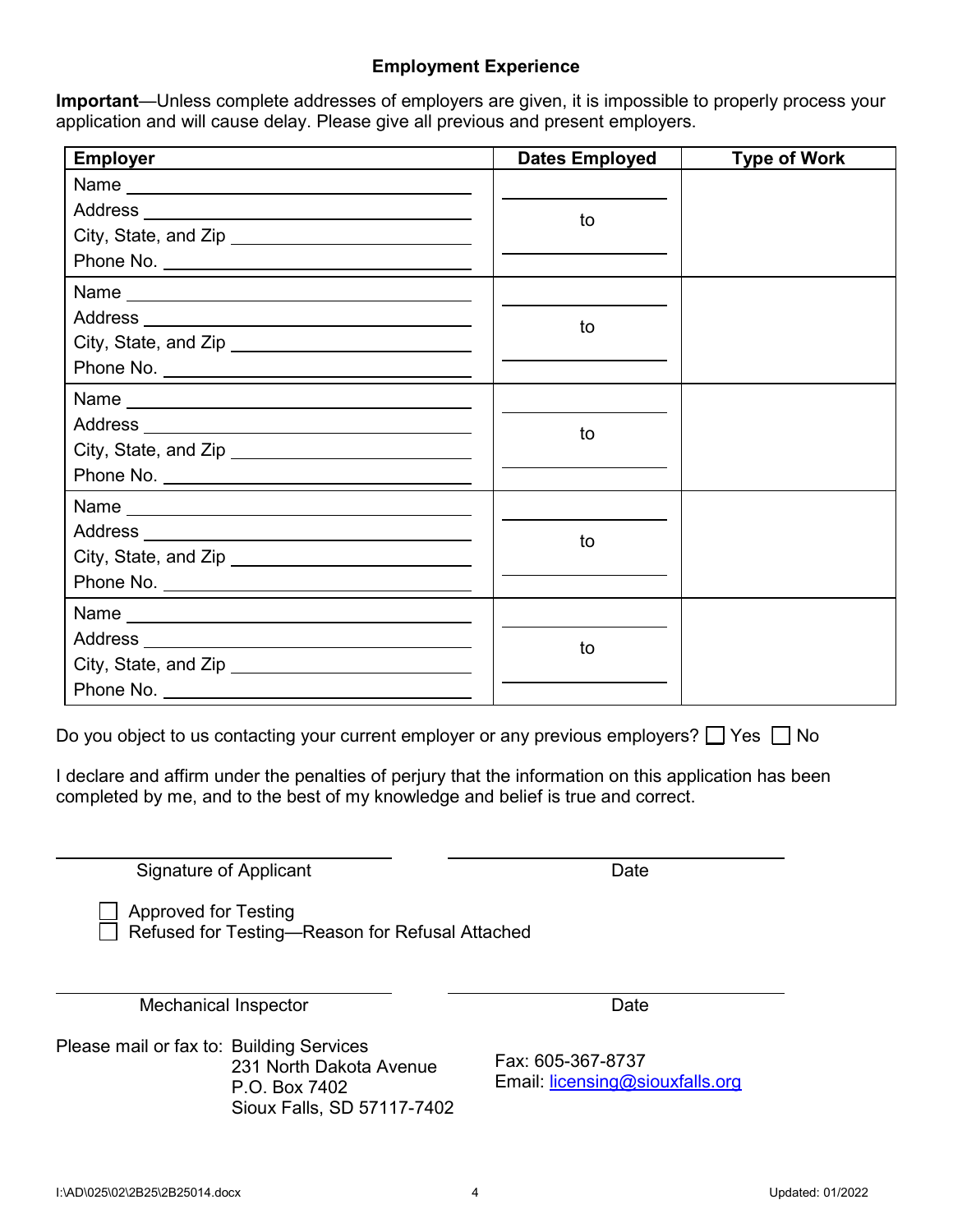## Employment Experience

**Important**—Unless complete addresses of employers are given, it is impossible to properly process your application and will cause delay. Please give all previous and present employers.

| Employer | Dates Employed | Type of Work |
|---|---|---|
| Name \_\_\_\_\_\_\_\_\_\_<br>Address \_\_\_\_\_\_\_\_\_\_<br>City, State, and Zip \_\_\_\_\_\_\_\_\_\_<br>Phone No. \_\_\_\_\_\_\_\_\_\_ | \_\_\_\_\_\_\_\_\_\_ to \_\_\_\_\_\_\_\_\_\_ | |
| Name \_\_\_\_\_\_\_\_\_\_<br>Address \_\_\_\_\_\_\_\_\_\_<br>City, State, and Zip \_\_\_\_\_\_\_\_\_\_<br>Phone No. \_\_\_\_\_\_\_\_\_\_ | \_\_\_\_\_\_\_\_\_\_ to \_\_\_\_\_\_\_\_\_\_ | |
| Name \_\_\_\_\_\_\_\_\_\_<br>Address \_\_\_\_\_\_\_\_\_\_<br>City, State, and Zip \_\_\_\_\_\_\_\_\_\_<br>Phone No. \_\_\_\_\_\_\_\_\_\_ | \_\_\_\_\_\_\_\_\_\_ to \_\_\_\_\_\_\_\_\_\_ | |
| Name \_\_\_\_\_\_\_\_\_\_<br>Address \_\_\_\_\_\_\_\_\_\_<br>City, State, and Zip \_\_\_\_\_\_\_\_\_\_<br>Phone No. \_\_\_\_\_\_\_\_\_\_ | \_\_\_\_\_\_\_\_\_\_ to \_\_\_\_\_\_\_\_\_\_ | |
| Name \_\_\_\_\_\_\_\_\_\_<br>Address \_\_\_\_\_\_\_\_\_\_<br>City, State, and Zip \_\_\_\_\_\_\_\_\_\_<br>Phone No. \_\_\_\_\_\_\_\_\_\_ | \_\_\_\_\_\_\_\_\_\_ to \_\_\_\_\_\_\_\_\_\_ | |

Do you object to us contacting your current employer or any previous employers? ☐ Yes ☐ No

I declare and affirm under the penalties of perjury that the information on this application has been completed by me, and to the best of my knowledge and belief is true and correct.

\_\_\_\_\_\_\_\_\_\_\_\_\_\_\_\_\_\_\_\_ Signature of Applicant

\_\_\_\_\_\_\_\_\_\_\_\_\_\_\_\_\_\_\_\_ Date

☐ Approved for Testing
☐ Refused for Testing—Reason for Refusal Attached

\_\_\_\_\_\_\_\_\_\_\_\_\_\_\_\_\_\_\_\_ Mechanical Inspector

\_\_\_\_\_\_\_\_\_\_\_\_\_\_\_\_\_\_\_\_ Date

Please mail or fax to: Building Services
231 North Dakota Avenue
P.O. Box 7402
Sioux Falls, SD 57117-7402

Fax: 605-367-8737
Email: licensing@siouxfalls.org

I:\AD\025\02\2B25\2B25014.docx Updated: 01/2022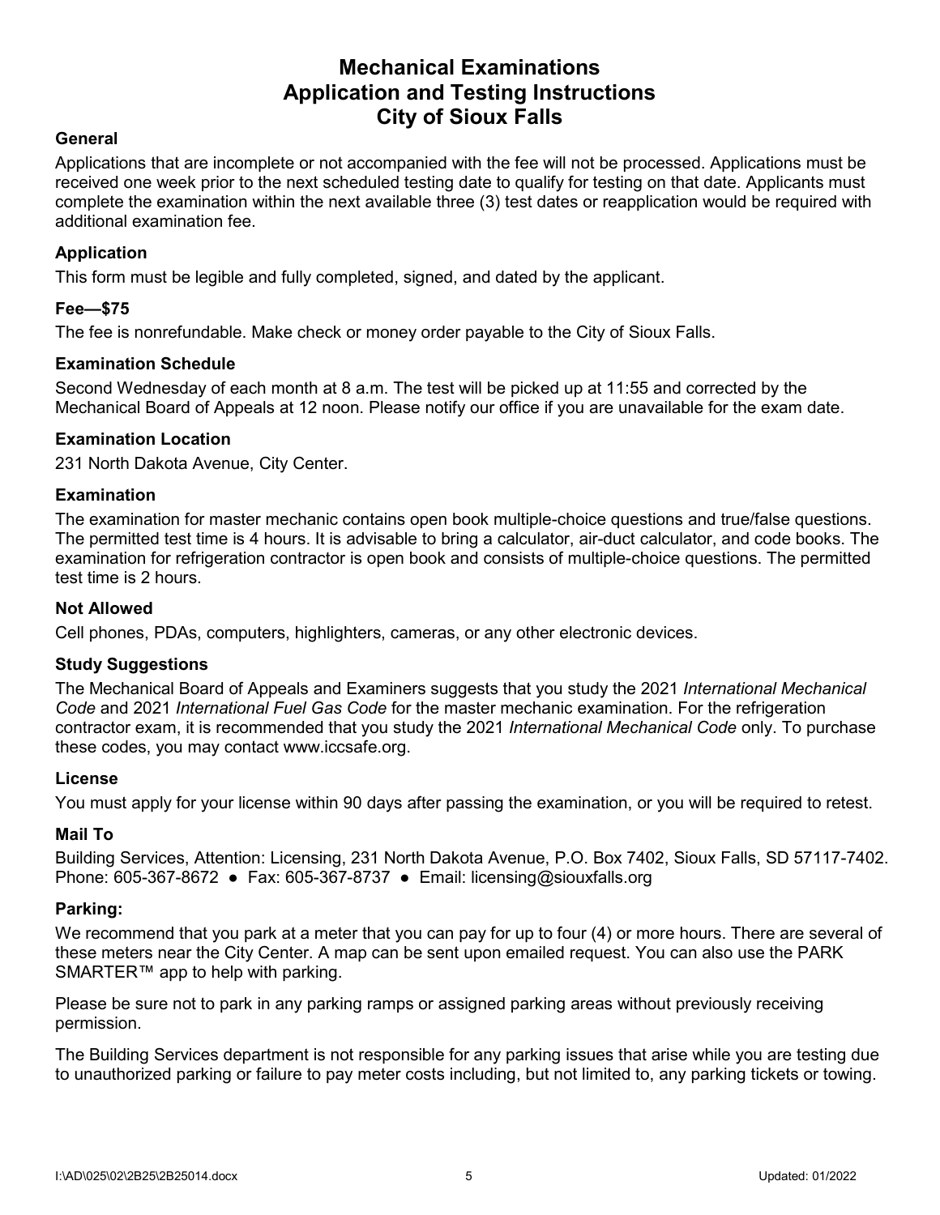# Mechanical Examinations
# Application and Testing Instructions
# City of Sioux Falls

### General

Applications that are incomplete or not accompanied with the fee will not be processed. Applications must be received one week prior to the next scheduled testing date to qualify for testing on that date. Applicants must complete the examination within the next available three (3) test dates or reapplication would be required with additional examination fee.

### Application

This form must be legible and fully completed, signed, and dated by the applicant.

### Fee—$75

The fee is nonrefundable. Make check or money order payable to the City of Sioux Falls.

### Examination Schedule

Second Wednesday of each month at 8 a.m. The test will be picked up at 11:55 and corrected by the Mechanical Board of Appeals at 12 noon. Please notify our office if you are unavailable for the exam date.

### Examination Location

231 North Dakota Avenue, City Center.

### Examination

The examination for master mechanic contains open book multiple-choice questions and true/false questions. The permitted test time is 4 hours. It is advisable to bring a calculator, air-duct calculator, and code books. The examination for refrigeration contractor is open book and consists of multiple-choice questions. The permitted test time is 2 hours.

### Not Allowed

Cell phones, PDAs, computers, highlighters, cameras, or any other electronic devices.

### Study Suggestions

The Mechanical Board of Appeals and Examiners suggests that you study the 2021 *International Mechanical Code* and 2021 *International Fuel Gas Code* for the master mechanic examination. For the refrigeration contractor exam, it is recommended that you study the 2021 *International Mechanical Code* only. To purchase these codes, you may contact www.iccsafe.org.

### License

You must apply for your license within 90 days after passing the examination, or you will be required to retest.

### Mail To

Building Services, Attention: Licensing, 231 North Dakota Avenue, P.O. Box 7402, Sioux Falls, SD 57117-7402.
Phone: 605-367-8672 ● Fax: 605-367-8737 ● Email: licensing@siouxfalls.org

### Parking:

We recommend that you park at a meter that you can pay for up to four (4) or more hours. There are several of these meters near the City Center. A map can be sent upon emailed request. You can also use the PARK SMARTER™ app to help with parking.

Please be sure not to park in any parking ramps or assigned parking areas without previously receiving permission.

The Building Services department is not responsible for any parking issues that arise while you are testing due to unauthorized parking or failure to pay meter costs including, but not limited to, any parking tickets or towing.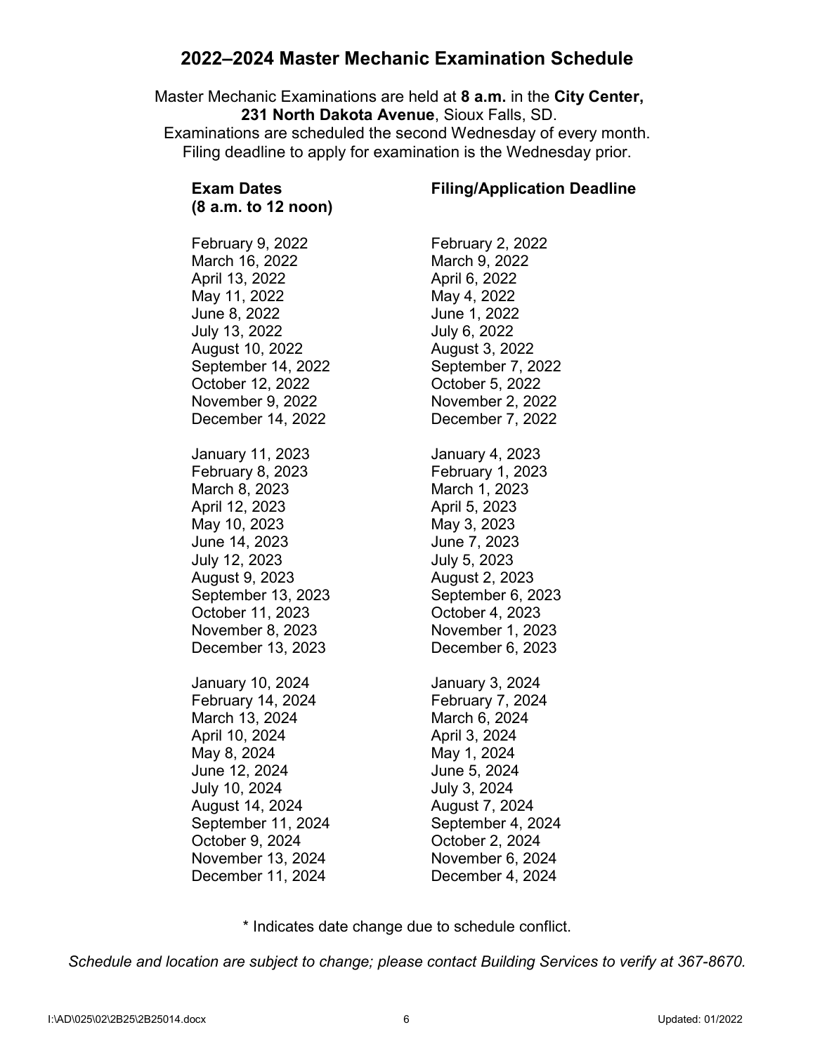# 2022–2024 Master Mechanic Examination Schedule

Master Mechanic Examinations are held at **8 a.m.** in the **City Center, 231 North Dakota Avenue**, Sioux Falls, SD.
Examinations are scheduled the second Wednesday of every month.
Filing deadline to apply for examination is the Wednesday prior.

| Exam Dates (8 a.m. to 12 noon) | Filing/Application Deadline |
|---|---|
| February 9, 2022 | February 2, 2022 |
| March 16, 2022 | March 9, 2022 |
| April 13, 2022 | April 6, 2022 |
| May 11, 2022 | May 4, 2022 |
| June 8, 2022 | June 1, 2022 |
| July 13, 2022 | July 6, 2022 |
| August 10, 2022 | August 3, 2022 |
| September 14, 2022 | September 7, 2022 |
| October 12, 2022 | October 5, 2022 |
| November 9, 2022 | November 2, 2022 |
| December 14, 2022 | December 7, 2022 |
| January 11, 2023 | January 4, 2023 |
| February 8, 2023 | February 1, 2023 |
| March 8, 2023 | March 1, 2023 |
| April 12, 2023 | April 5, 2023 |
| May 10, 2023 | May 3, 2023 |
| June 14, 2023 | June 7, 2023 |
| July 12, 2023 | July 5, 2023 |
| August 9, 2023 | August 2, 2023 |
| September 13, 2023 | September 6, 2023 |
| October 11, 2023 | October 4, 2023 |
| November 8, 2023 | November 1, 2023 |
| December 13, 2023 | December 6, 2023 |
| January 10, 2024 | January 3, 2024 |
| February 14, 2024 | February 7, 2024 |
| March 13, 2024 | March 6, 2024 |
| April 10, 2024 | April 3, 2024 |
| May 8, 2024 | May 1, 2024 |
| June 12, 2024 | June 5, 2024 |
| July 10, 2024 | July 3, 2024 |
| August 14, 2024 | August 7, 2024 |
| September 11, 2024 | September 4, 2024 |
| October 9, 2024 | October 2, 2024 |
| November 13, 2024 | November 6, 2024 |
| December 11, 2024 | December 4, 2024 |

* Indicates date change due to schedule conflict.

*Schedule and location are subject to change; please contact Building Services to verify at 367-8670.*